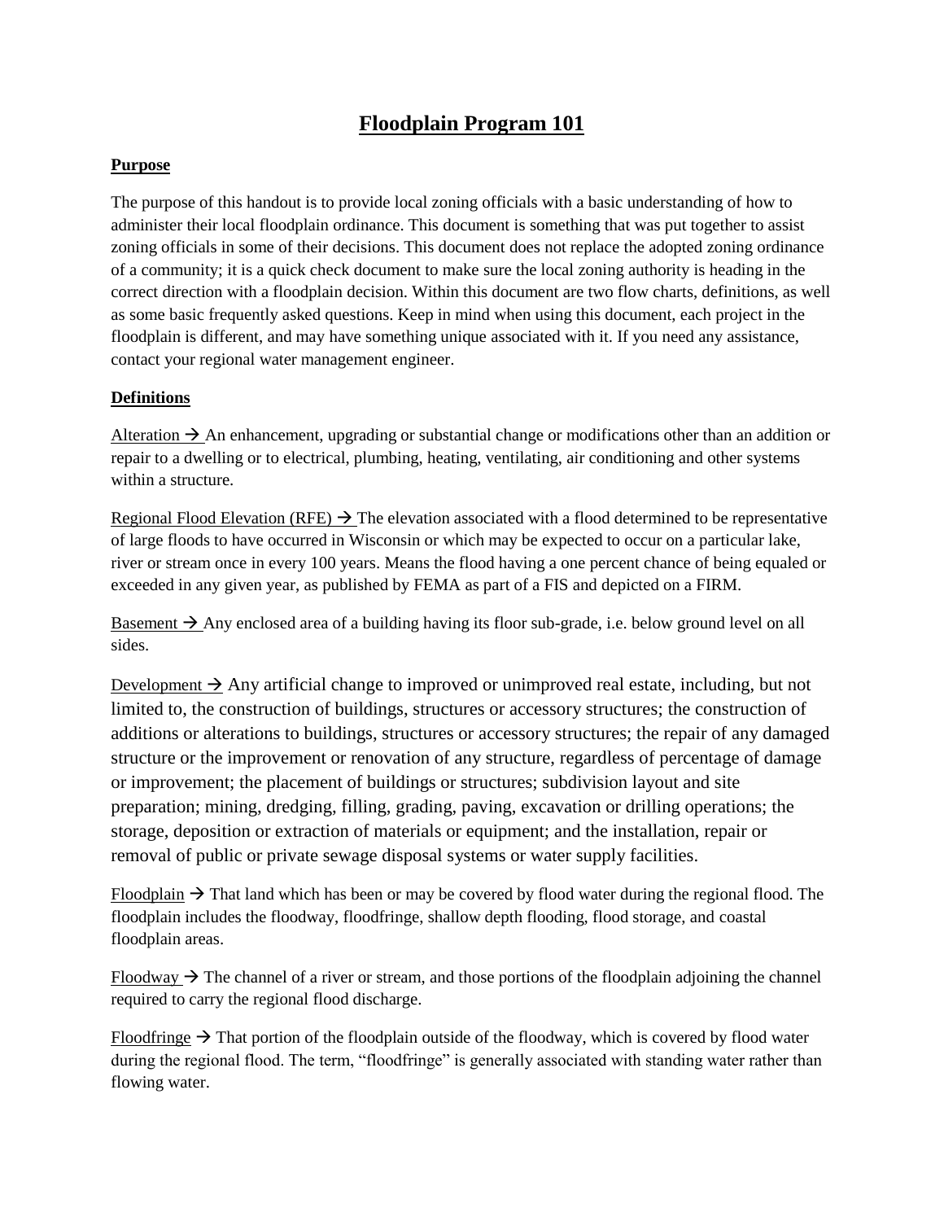# Floodplain Program 101

## Purpose

The purpose of this handout is to provide local zoning officials with a basic understanding of how to administer their local floodplain ordinance. This document is something that was put together to assist zoning officials in some of their decisions. This document does not replace the adopted zoning ordinance of a community; it is a quick check document to make sure the local zoning authority is heading in the correct direction with a floodplain decision. Within this document are two flow charts, definitions, as well as some basic frequently asked questions. Keep in mind when using this document, each project in the floodplain is different, and may have something unique associated with it. If you need any assistance, contact your regional water management engineer.

## Definitions

Alteration → An enhancement, upgrading or substantial change or modifications other than an addition or repair to a dwelling or to electrical, plumbing, heating, ventilating, air conditioning and other systems within a structure.

Regional Flood Elevation (RFE) → The elevation associated with a flood determined to be representative of large floods to have occurred in Wisconsin or which may be expected to occur on a particular lake, river or stream once in every 100 years. Means the flood having a one percent chance of being equaled or exceeded in any given year, as published by FEMA as part of a FIS and depicted on a FIRM.

Basement → Any enclosed area of a building having its floor sub-grade, i.e. below ground level on all sides.

Development → Any artificial change to improved or unimproved real estate, including, but not limited to, the construction of buildings, structures or accessory structures; the construction of additions or alterations to buildings, structures or accessory structures; the repair of any damaged structure or the improvement or renovation of any structure, regardless of percentage of damage or improvement; the placement of buildings or structures; subdivision layout and site preparation; mining, dredging, filling, grading, paving, excavation or drilling operations; the storage, deposition or extraction of materials or equipment; and the installation, repair or removal of public or private sewage disposal systems or water supply facilities.

Floodplain → That land which has been or may be covered by flood water during the regional flood. The floodplain includes the floodway, floodfringe, shallow depth flooding, flood storage, and coastal floodplain areas.

Floodway → The channel of a river or stream, and those portions of the floodplain adjoining the channel required to carry the regional flood discharge.

Floodfringe → That portion of the floodplain outside of the floodway, which is covered by flood water during the regional flood. The term, "floodfringe" is generally associated with standing water rather than flowing water.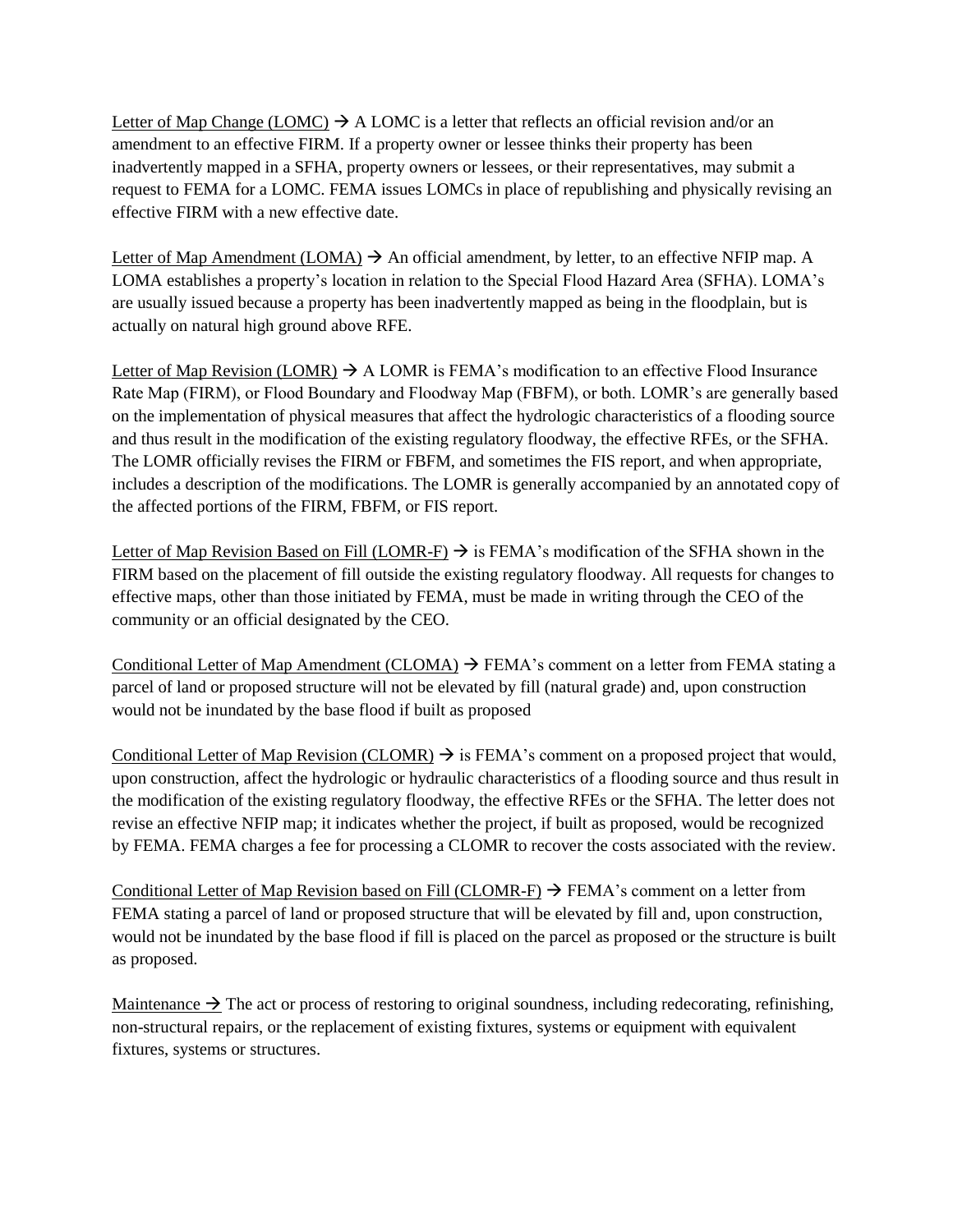Letter of Map Change (LOMC) → A LOMC is a letter that reflects an official revision and/or an amendment to an effective FIRM. If a property owner or lessee thinks their property has been inadvertently mapped in a SFHA, property owners or lessees, or their representatives, may submit a request to FEMA for a LOMC. FEMA issues LOMCs in place of republishing and physically revising an effective FIRM with a new effective date.

Letter of Map Amendment (LOMA) → An official amendment, by letter, to an effective NFIP map. A LOMA establishes a property's location in relation to the Special Flood Hazard Area (SFHA). LOMA's are usually issued because a property has been inadvertently mapped as being in the floodplain, but is actually on natural high ground above RFE.

Letter of Map Revision (LOMR) → A LOMR is FEMA's modification to an effective Flood Insurance Rate Map (FIRM), or Flood Boundary and Floodway Map (FBFM), or both. LOMR's are generally based on the implementation of physical measures that affect the hydrologic characteristics of a flooding source and thus result in the modification of the existing regulatory floodway, the effective RFEs, or the SFHA. The LOMR officially revises the FIRM or FBFM, and sometimes the FIS report, and when appropriate, includes a description of the modifications. The LOMR is generally accompanied by an annotated copy of the affected portions of the FIRM, FBFM, or FIS report.

Letter of Map Revision Based on Fill (LOMR-F) → is FEMA's modification of the SFHA shown in the FIRM based on the placement of fill outside the existing regulatory floodway. All requests for changes to effective maps, other than those initiated by FEMA, must be made in writing through the CEO of the community or an official designated by the CEO.

Conditional Letter of Map Amendment (CLOMA) → FEMA's comment on a letter from FEMA stating a parcel of land or proposed structure will not be elevated by fill (natural grade) and, upon construction would not be inundated by the base flood if built as proposed

Conditional Letter of Map Revision (CLOMR) → is FEMA's comment on a proposed project that would, upon construction, affect the hydrologic or hydraulic characteristics of a flooding source and thus result in the modification of the existing regulatory floodway, the effective RFEs or the SFHA. The letter does not revise an effective NFIP map; it indicates whether the project, if built as proposed, would be recognized by FEMA. FEMA charges a fee for processing a CLOMR to recover the costs associated with the review.

Conditional Letter of Map Revision based on Fill (CLOMR-F) → FEMA's comment on a letter from FEMA stating a parcel of land or proposed structure that will be elevated by fill and, upon construction, would not be inundated by the base flood if fill is placed on the parcel as proposed or the structure is built as proposed.

Maintenance → The act or process of restoring to original soundness, including redecorating, refinishing, non-structural repairs, or the replacement of existing fixtures, systems or equipment with equivalent fixtures, systems or structures.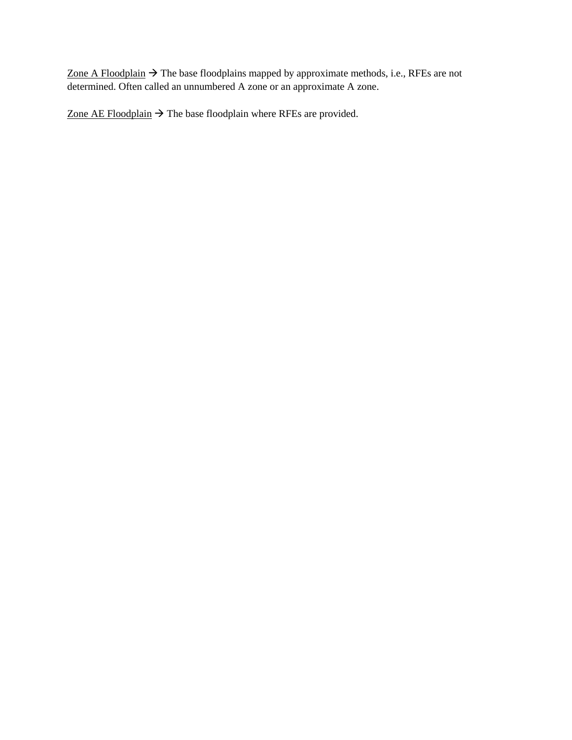<u>Zone A Floodplain</u> → The base floodplains mapped by approximate methods, i.e., RFEs are not determined. Often called an unnumbered A zone or an approximate A zone.

<u>Zone AE Floodplain</u> → The base floodplain where RFEs are provided.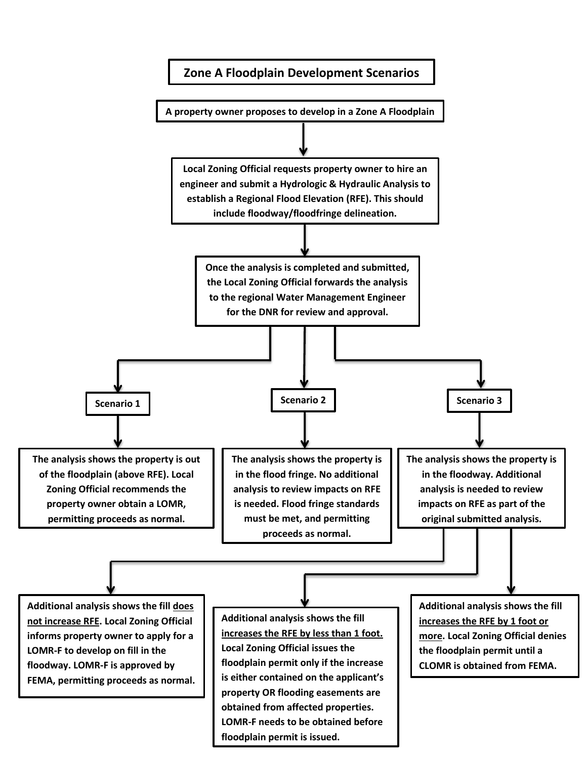# Zone A Floodplain Development Scenarios

**A property owner proposes to develop in a Zone A Floodplain**

**Local Zoning Official requests property owner to hire an engineer and submit a Hydrologic & Hydraulic Analysis to establish a Regional Flood Elevation (RFE). This should include floodway/floodfringe delineation.**

**Once the analysis is completed and submitted, the Local Zoning Official forwards the analysis to the regional Water Management Engineer for the DNR for review and approval.**

## Scenario 1

**The analysis shows the property is out of the floodplain (above RFE). Local Zoning Official recommends the property owner obtain a LOMR, permitting proceeds as normal.**

## Scenario 2

**The analysis shows the property is in the flood fringe. No additional analysis to review impacts on RFE is needed. Flood fringe standards must be met, and permitting proceeds as normal.**

## Scenario 3

**The analysis shows the property is in the floodway. Additional analysis is needed to review impacts on RFE as part of the original submitted analysis.**

- **Additional analysis shows the fill <u>does not increase RFE</u>. Local Zoning Official informs property owner to apply for a LOMR-F to develop on fill in the floodway. LOMR-F is approved by FEMA, permitting proceeds as normal.**
- **Additional analysis shows the fill <u>increases the RFE by less than 1 foot.</u> Local Zoning Official issues the floodplain permit only if the increase is either contained on the applicant's property OR flooding easements are obtained from affected properties. LOMR-F needs to be obtained before floodplain permit is issued.**
- **Additional analysis shows the fill <u>increases the RFE by 1 foot or more</u>. Local Zoning Official denies the floodplain permit until a CLOMR is obtained from FEMA.**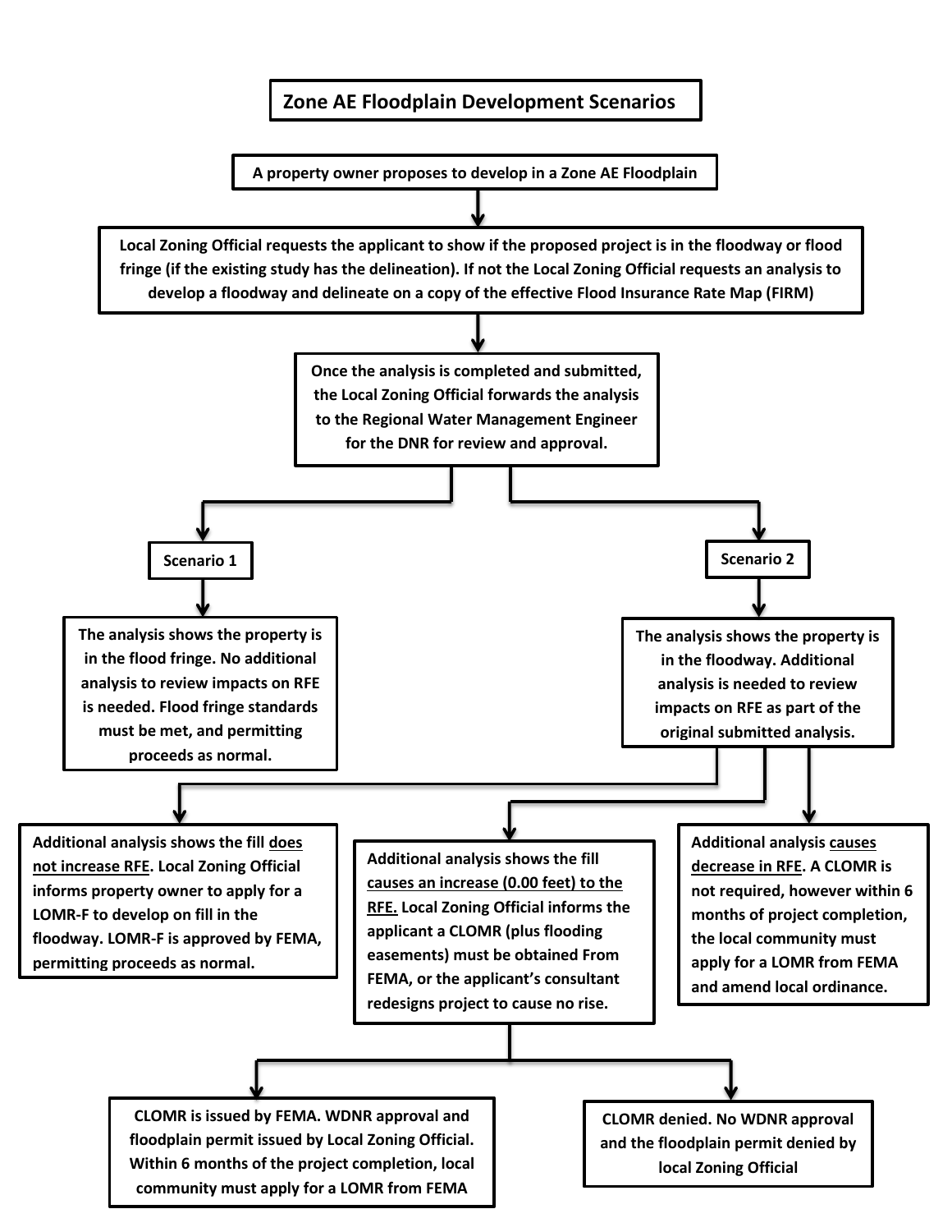# Zone AE Floodplain Development Scenarios

**A property owner proposes to develop in a Zone AE Floodplain**

↓

**Local Zoning Official requests the applicant to show if the proposed project is in the floodway or flood fringe (if the existing study has the delineation). If not the Local Zoning Official requests an analysis to develop a floodway and delineate on a copy of the effective Flood Insurance Rate Map (FIRM)**

↓

**Once the analysis is completed and submitted, the Local Zoning Official forwards the analysis to the Regional Water Management Engineer for the DNR for review and approval.**

## Scenario 1

**The analysis shows the property is in the flood fringe. No additional analysis to review impacts on RFE is needed. Flood fringe standards must be met, and permitting proceeds as normal.**

## Scenario 2

**The analysis shows the property is in the floodway. Additional analysis is needed to review impacts on RFE as part of the original submitted analysis.**

- **Additional analysis shows the fill does not increase RFE. Local Zoning Official informs property owner to apply for a LOMR-F to develop on fill in the floodway. LOMR-F is approved by FEMA, permitting proceeds as normal.**

- **Additional analysis shows the fill causes an increase (0.00 feet) to the RFE. Local Zoning Official informs the applicant a CLOMR (plus flooding easements) must be obtained From FEMA, or the applicant's consultant redesigns project to cause no rise.**
  - **CLOMR is issued by FEMA. WDNR approval and floodplain permit issued by Local Zoning Official. Within 6 months of the project completion, local community must apply for a LOMR from FEMA**
  - **CLOMR denied. No WDNR approval and the floodplain permit denied by local Zoning Official**

- **Additional analysis causes decrease in RFE. A CLOMR is not required, however within 6 months of project completion, the local community must apply for a LOMR from FEMA and amend local ordinance.**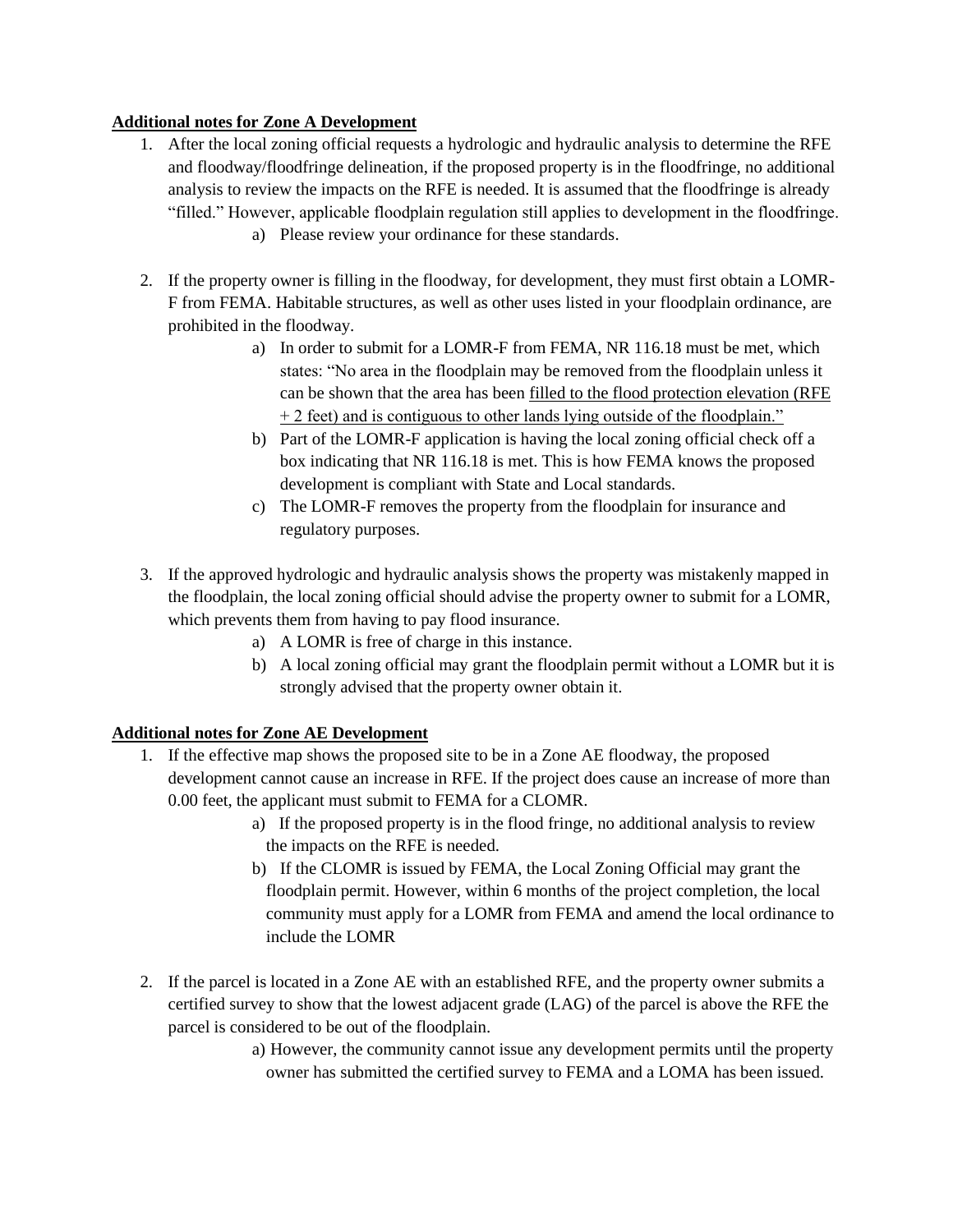**Additional notes for Zone A Development**

1. After the local zoning official requests a hydrologic and hydraulic analysis to determine the RFE and floodway/floodfringe delineation, if the proposed property is in the floodfringe, no additional analysis to review the impacts on the RFE is needed. It is assumed that the floodfringe is already "filled." However, applicable floodplain regulation still applies to development in the floodfringe.
   a) Please review your ordinance for these standards.

2. If the property owner is filling in the floodway, for development, they must first obtain a LOMR-F from FEMA. Habitable structures, as well as other uses listed in your floodplain ordinance, are prohibited in the floodway.
   a) In order to submit for a LOMR-F from FEMA, NR 116.18 must be met, which states: "No area in the floodplain may be removed from the floodplain unless it can be shown that the area has been <u>filled to the flood protection elevation (RFE + 2 feet) and is contiguous to other lands lying outside of the floodplain."</u>
   b) Part of the LOMR-F application is having the local zoning official check off a box indicating that NR 116.18 is met. This is how FEMA knows the proposed development is compliant with State and Local standards.
   c) The LOMR-F removes the property from the floodplain for insurance and regulatory purposes.

3. If the approved hydrologic and hydraulic analysis shows the property was mistakenly mapped in the floodplain, the local zoning official should advise the property owner to submit for a LOMR, which prevents them from having to pay flood insurance.
   a) A LOMR is free of charge in this instance.
   b) A local zoning official may grant the floodplain permit without a LOMR but it is strongly advised that the property owner obtain it.

**Additional notes for Zone AE Development**

1. If the effective map shows the proposed site to be in a Zone AE floodway, the proposed development cannot cause an increase in RFE. If the project does cause an increase of more than 0.00 feet, the applicant must submit to FEMA for a CLOMR.
   a) If the proposed property is in the flood fringe, no additional analysis to review the impacts on the RFE is needed.
   b) If the CLOMR is issued by FEMA, the Local Zoning Official may grant the floodplain permit. However, within 6 months of the project completion, the local community must apply for a LOMR from FEMA and amend the local ordinance to include the LOMR

2. If the parcel is located in a Zone AE with an established RFE, and the property owner submits a certified survey to show that the lowest adjacent grade (LAG) of the parcel is above the RFE the parcel is considered to be out of the floodplain.
   a) However, the community cannot issue any development permits until the property owner has submitted the certified survey to FEMA and a LOMA has been issued.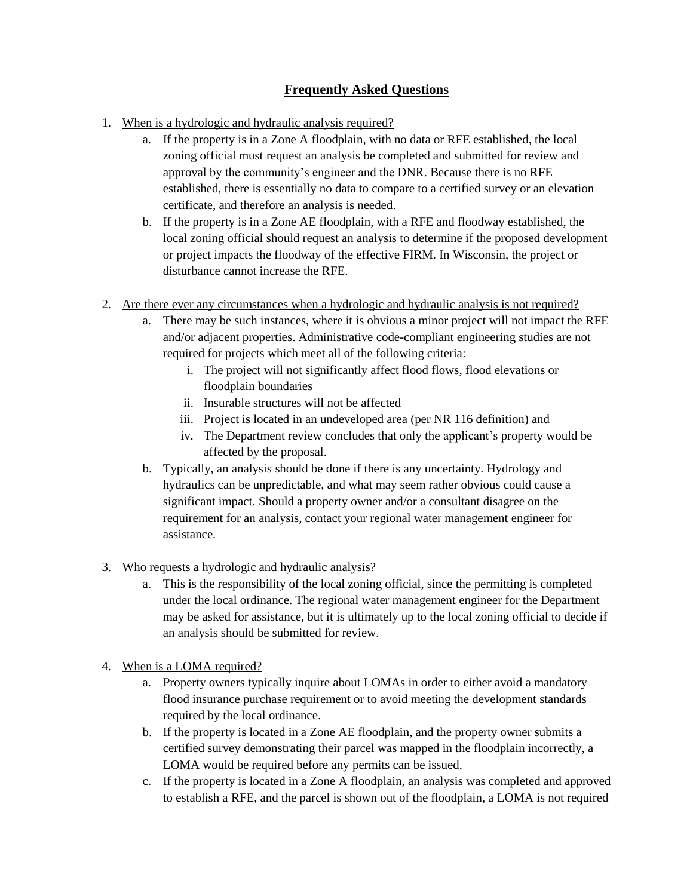# Frequently Asked Questions

1. When is a hydrologic and hydraulic analysis required?
    a. If the property is in a Zone A floodplain, with no data or RFE established, the local zoning official must request an analysis be completed and submitted for review and approval by the community's engineer and the DNR. Because there is no RFE established, there is essentially no data to compare to a certified survey or an elevation certificate, and therefore an analysis is needed.
    b. If the property is in a Zone AE floodplain, with a RFE and floodway established, the local zoning official should request an analysis to determine if the proposed development or project impacts the floodway of the effective FIRM. In Wisconsin, the project or disturbance cannot increase the RFE.

2. Are there ever any circumstances when a hydrologic and hydraulic analysis is not required?
    a. There may be such instances, where it is obvious a minor project will not impact the RFE and/or adjacent properties. Administrative code-compliant engineering studies are not required for projects which meet all of the following criteria:
        i. The project will not significantly affect flood flows, flood elevations or floodplain boundaries
        ii. Insurable structures will not be affected
        iii. Project is located in an undeveloped area (per NR 116 definition) and
        iv. The Department review concludes that only the applicant's property would be affected by the proposal.
    b. Typically, an analysis should be done if there is any uncertainty. Hydrology and hydraulics can be unpredictable, and what may seem rather obvious could cause a significant impact. Should a property owner and/or a consultant disagree on the requirement for an analysis, contact your regional water management engineer for assistance.

3. Who requests a hydrologic and hydraulic analysis?
    a. This is the responsibility of the local zoning official, since the permitting is completed under the local ordinance. The regional water management engineer for the Department may be asked for assistance, but it is ultimately up to the local zoning official to decide if an analysis should be submitted for review.

4. When is a LOMA required?
    a. Property owners typically inquire about LOMAs in order to either avoid a mandatory flood insurance purchase requirement or to avoid meeting the development standards required by the local ordinance.
    b. If the property is located in a Zone AE floodplain, and the property owner submits a certified survey demonstrating their parcel was mapped in the floodplain incorrectly, a LOMA would be required before any permits can be issued.
    c. If the property is located in a Zone A floodplain, an analysis was completed and approved to establish a RFE, and the parcel is shown out of the floodplain, a LOMA is not required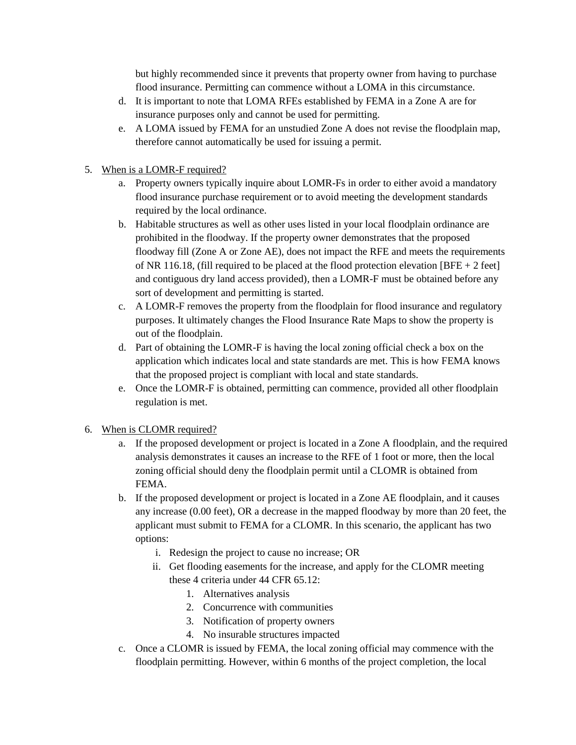but highly recommended since it prevents that property owner from having to purchase flood insurance. Permitting can commence without a LOMA in this circumstance.

   d. It is important to note that LOMA RFEs established by FEMA in a Zone A are for insurance purposes only and cannot be used for permitting.
   e. A LOMA issued by FEMA for an unstudied Zone A does not revise the floodplain map, therefore cannot automatically be used for issuing a permit.

5. <u>When is a LOMR-F required?</u>
   a. Property owners typically inquire about LOMR-Fs in order to either avoid a mandatory flood insurance purchase requirement or to avoid meeting the development standards required by the local ordinance.
   b. Habitable structures as well as other uses listed in your local floodplain ordinance are prohibited in the floodway. If the property owner demonstrates that the proposed floodway fill (Zone A or Zone AE), does not impact the RFE and meets the requirements of NR 116.18, (fill required to be placed at the flood protection elevation [BFE + 2 feet] and contiguous dry land access provided), then a LOMR-F must be obtained before any sort of development and permitting is started.
   c. A LOMR-F removes the property from the floodplain for flood insurance and regulatory purposes. It ultimately changes the Flood Insurance Rate Maps to show the property is out of the floodplain.
   d. Part of obtaining the LOMR-F is having the local zoning official check a box on the application which indicates local and state standards are met. This is how FEMA knows that the proposed project is compliant with local and state standards.
   e. Once the LOMR-F is obtained, permitting can commence, provided all other floodplain regulation is met.

6. <u>When is CLOMR required?</u>
   a. If the proposed development or project is located in a Zone A floodplain, and the required analysis demonstrates it causes an increase to the RFE of 1 foot or more, then the local zoning official should deny the floodplain permit until a CLOMR is obtained from FEMA.
   b. If the proposed development or project is located in a Zone AE floodplain, and it causes any increase (0.00 feet), OR a decrease in the mapped floodway by more than 20 feet, the applicant must submit to FEMA for a CLOMR. In this scenario, the applicant has two options:
      i. Redesign the project to cause no increase; OR
      ii. Get flooding easements for the increase, and apply for the CLOMR meeting these 4 criteria under 44 CFR 65.12:
         1. Alternatives analysis
         2. Concurrence with communities
         3. Notification of property owners
         4. No insurable structures impacted
   c. Once a CLOMR is issued by FEMA, the local zoning official may commence with the floodplain permitting. However, within 6 months of the project completion, the local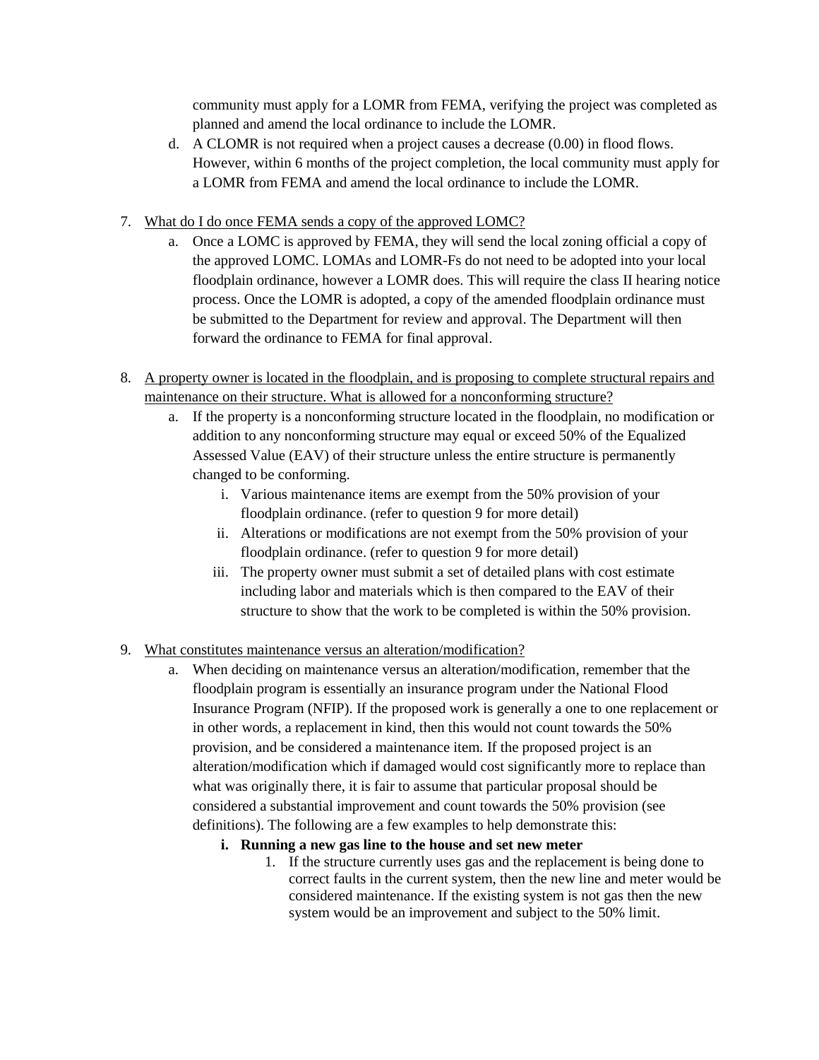community must apply for a LOMR from FEMA, verifying the project was completed as planned and amend the local ordinance to include the LOMR.

d. A CLOMR is not required when a project causes a decrease (0.00) in flood flows. However, within 6 months of the project completion, the local community must apply for a LOMR from FEMA and amend the local ordinance to include the LOMR.

7. <u>What do I do once FEMA sends a copy of the approved LOMC?</u>
   a. Once a LOMC is approved by FEMA, they will send the local zoning official a copy of the approved LOMC. LOMAs and LOMR-Fs do not need to be adopted into your local floodplain ordinance, however a LOMR does. This will require the class II hearing notice process. Once the LOMR is adopted, a copy of the amended floodplain ordinance must be submitted to the Department for review and approval. The Department will then forward the ordinance to FEMA for final approval.

8. <u>A property owner is located in the floodplain, and is proposing to complete structural repairs and maintenance on their structure. What is allowed for a nonconforming structure?</u>
   a. If the property is a nonconforming structure located in the floodplain, no modification or addition to any nonconforming structure may equal or exceed 50% of the Equalized Assessed Value (EAV) of their structure unless the entire structure is permanently changed to be conforming.
      i. Various maintenance items are exempt from the 50% provision of your floodplain ordinance. (refer to question 9 for more detail)
      ii. Alterations or modifications are not exempt from the 50% provision of your floodplain ordinance. (refer to question 9 for more detail)
      iii. The property owner must submit a set of detailed plans with cost estimate including labor and materials which is then compared to the EAV of their structure to show that the work to be completed is within the 50% provision.

9. <u>What constitutes maintenance versus an alteration/modification?</u>
   a. When deciding on maintenance versus an alteration/modification, remember that the floodplain program is essentially an insurance program under the National Flood Insurance Program (NFIP). If the proposed work is generally a one to one replacement or in other words, a replacement in kind, then this would not count towards the 50% provision, and be considered a maintenance item. If the proposed project is an alteration/modification which if damaged would cost significantly more to replace than what was originally there, it is fair to assume that particular proposal should be considered a substantial improvement and count towards the 50% provision (see definitions). The following are a few examples to help demonstrate this:
      **i. Running a new gas line to the house and set new meter**
         1. If the structure currently uses gas and the replacement is being done to correct faults in the current system, then the new line and meter would be considered maintenance. If the existing system is not gas then the new system would be an improvement and subject to the 50% limit.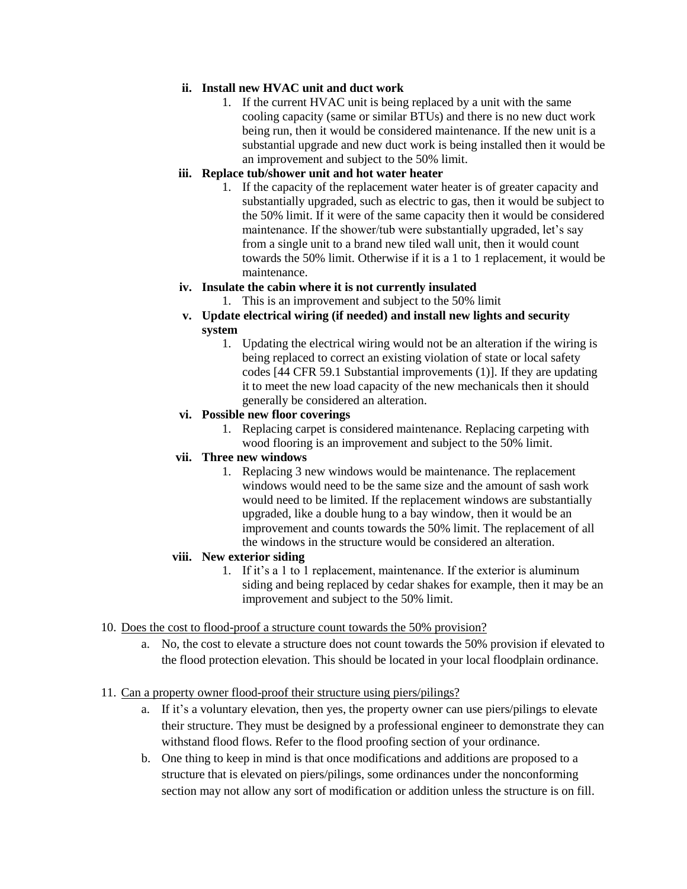- **ii. Install new HVAC unit and duct work**
    1. If the current HVAC unit is being replaced by a unit with the same cooling capacity (same or similar BTUs) and there is no new duct work being run, then it would be considered maintenance. If the new unit is a substantial upgrade and new duct work is being installed then it would be an improvement and subject to the 50% limit.
- **iii. Replace tub/shower unit and hot water heater**
    1. If the capacity of the replacement water heater is of greater capacity and substantially upgraded, such as electric to gas, then it would be subject to the 50% limit. If it were of the same capacity then it would be considered maintenance. If the shower/tub were substantially upgraded, let's say from a single unit to a brand new tiled wall unit, then it would count towards the 50% limit. Otherwise if it is a 1 to 1 replacement, it would be maintenance.
- **iv. Insulate the cabin where it is not currently insulated**
    1. This is an improvement and subject to the 50% limit
- **v. Update electrical wiring (if needed) and install new lights and security system**
    1. Updating the electrical wiring would not be an alteration if the wiring is being replaced to correct an existing violation of state or local safety codes [44 CFR 59.1 Substantial improvements (1)]. If they are updating it to meet the new load capacity of the new mechanicals then it should generally be considered an alteration.
- **vi. Possible new floor coverings**
    1. Replacing carpet is considered maintenance. Replacing carpeting with wood flooring is an improvement and subject to the 50% limit.
- **vii. Three new windows**
    1. Replacing 3 new windows would be maintenance. The replacement windows would need to be the same size and the amount of sash work would need to be limited. If the replacement windows are substantially upgraded, like a double hung to a bay window, then it would be an improvement and counts towards the 50% limit. The replacement of all the windows in the structure would be considered an alteration.
- **viii. New exterior siding**
    1. If it's a 1 to 1 replacement, maintenance. If the exterior is aluminum siding and being replaced by cedar shakes for example, then it may be an improvement and subject to the 50% limit.

10. <u>Does the cost to flood-proof a structure count towards the 50% provision?</u>
    a. No, the cost to elevate a structure does not count towards the 50% provision if elevated to the flood protection elevation. This should be located in your local floodplain ordinance.

11. <u>Can a property owner flood-proof their structure using piers/pilings?</u>
    a. If it's a voluntary elevation, then yes, the property owner can use piers/pilings to elevate their structure. They must be designed by a professional engineer to demonstrate they can withstand flood flows. Refer to the flood proofing section of your ordinance.
    b. One thing to keep in mind is that once modifications and additions are proposed to a structure that is elevated on piers/pilings, some ordinances under the nonconforming section may not allow any sort of modification or addition unless the structure is on fill.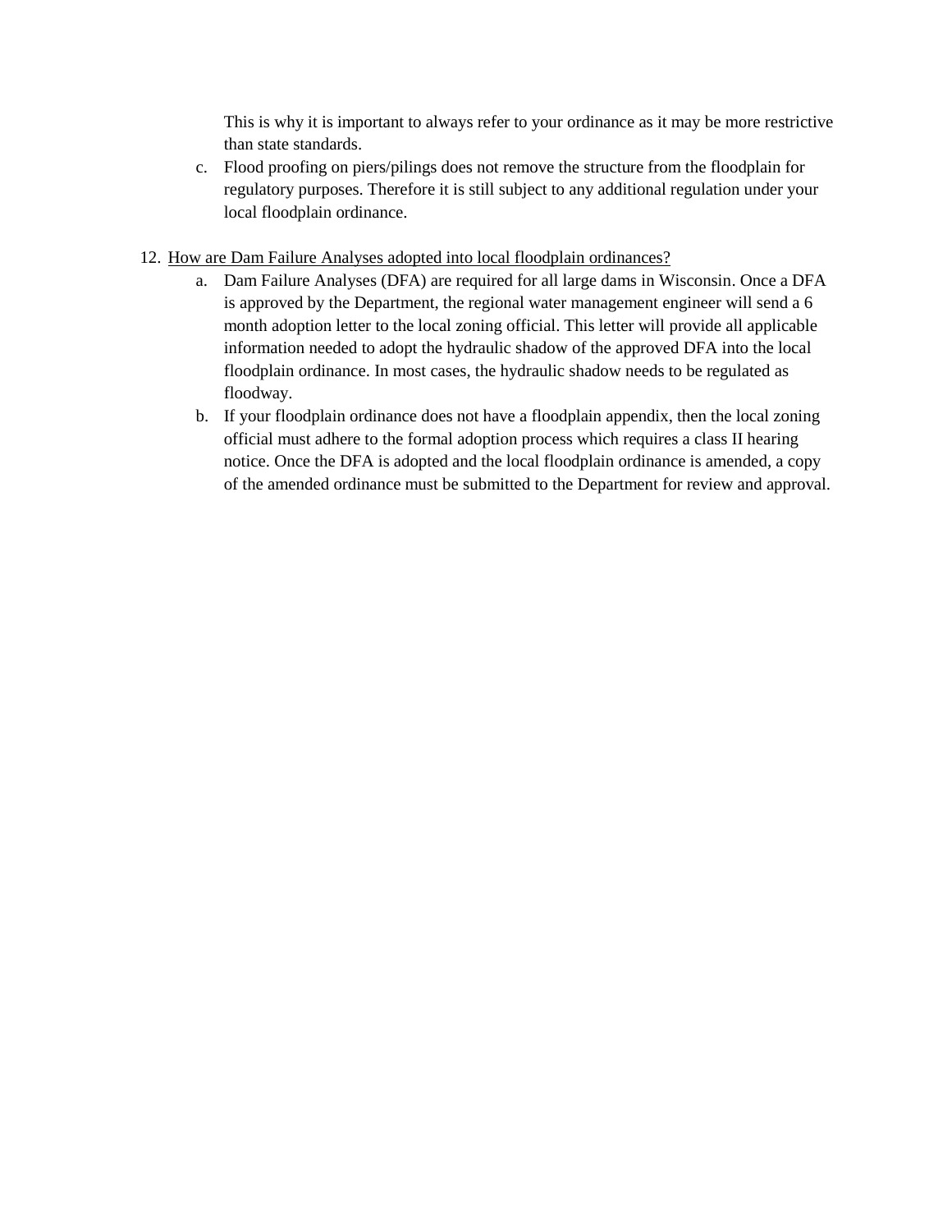This is why it is important to always refer to your ordinance as it may be more restrictive than state standards.

c. Flood proofing on piers/pilings does not remove the structure from the floodplain for regulatory purposes. Therefore it is still subject to any additional regulation under your local floodplain ordinance.

12. <u>How are Dam Failure Analyses adopted into local floodplain ordinances?</u>
    a. Dam Failure Analyses (DFA) are required for all large dams in Wisconsin. Once a DFA is approved by the Department, the regional water management engineer will send a 6 month adoption letter to the local zoning official. This letter will provide all applicable information needed to adopt the hydraulic shadow of the approved DFA into the local floodplain ordinance. In most cases, the hydraulic shadow needs to be regulated as floodway.
    b. If your floodplain ordinance does not have a floodplain appendix, then the local zoning official must adhere to the formal adoption process which requires a class II hearing notice. Once the DFA is adopted and the local floodplain ordinance is amended, a copy of the amended ordinance must be submitted to the Department for review and approval.